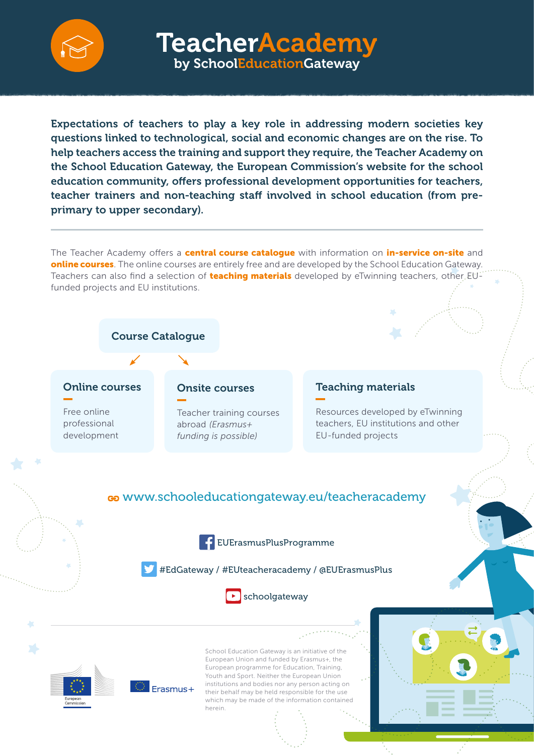# TeacherAcademy

## by SchoolEducationGateway

**Expectations of teachers to play a key role in addressing modern societies key questions linked to technological, social and economic changes are on the rise. To help teachers access the training and support they require, the Teacher Academy on the School Education Gateway, the European Commission's website for the school education community, offers professional development opportunities for teachers, teacher trainers and non-teaching staff involved in school education (from pre-primary to upper secondary).**

---

The Teacher Academy offers a **central course catalogue** with information on **in-service on-site** and **online courses**. The online courses are entirely free and are developed by the School Education Gateway. Teachers can also find a selection of **teaching materials** developed by eTwinning teachers, other EU-funded projects and EU institutions.

### Course Catalogue

#### Online courses

Free online professional development

#### Onsite courses

Teacher training courses abroad *(Erasmus+ funding is possible)*

#### Teaching materials

Resources developed by eTwinning teachers, EU institutions and other EU-funded projects

www.schooleducationgateway.eu/teacheracademy

EUErasmusPlusProgramme

#EdGateway / #EUteacheracademy / @EUErasmusPlus

schoolgateway

European Commission

Erasmus+

School Education Gateway is an initiative of the European Union and funded by Erasmus+, the European programme for Education, Training, Youth and Sport. Neither the European Union institutions and bodies nor any person acting on their behalf may be held responsible for the use which may be made of the information contained herein.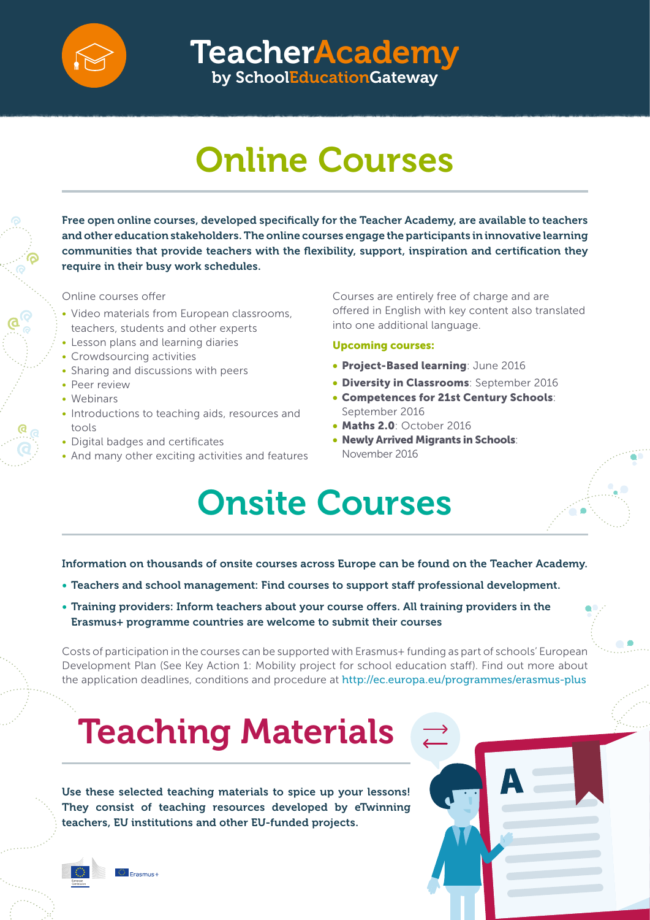# TeacherAcademy
by SchoolEducationGateway

# Online Courses

**Free open online courses, developed specifically for the Teacher Academy, are available to teachers and other education stakeholders. The online courses engage the participants in innovative learning communities that provide teachers with the flexibility, support, inspiration and certification they require in their busy work schedules.**

Online courses offer

- Video materials from European classrooms, teachers, students and other experts
- Lesson plans and learning diaries
- Crowdsourcing activities
- Sharing and discussions with peers
- Peer review
- Webinars
- Introductions to teaching aids, resources and tools
- Digital badges and certificates
- And many other exciting activities and features

Courses are entirely free of charge and are offered in English with key content also translated into one additional language.

**Upcoming courses:**

- **Project-Based learning**: June 2016
- **Diversity in Classrooms**: September 2016
- **Competences for 21st Century Schools**: September 2016
- **Maths 2.0**: October 2016
- **Newly Arrived Migrants in Schools**: November 2016

# Onsite Courses

**Information on thousands of onsite courses across Europe can be found on the Teacher Academy.**

- **Teachers and school management: Find courses to support staff professional development.**
- **Training providers: Inform teachers about your course offers. All training providers in the Erasmus+ programme countries are welcome to submit their courses**

Costs of participation in the courses can be supported with Erasmus+ funding as part of schools' European Development Plan (See Key Action 1: Mobility project for school education staff). Find out more about the application deadlines, conditions and procedure at http://ec.europa.eu/programmes/erasmus-plus

# Teaching Materials

**Use these selected teaching materials to spice up your lessons! They consist of teaching resources developed by eTwinning teachers, EU institutions and other EU-funded projects.**

European Commission

Erasmus+